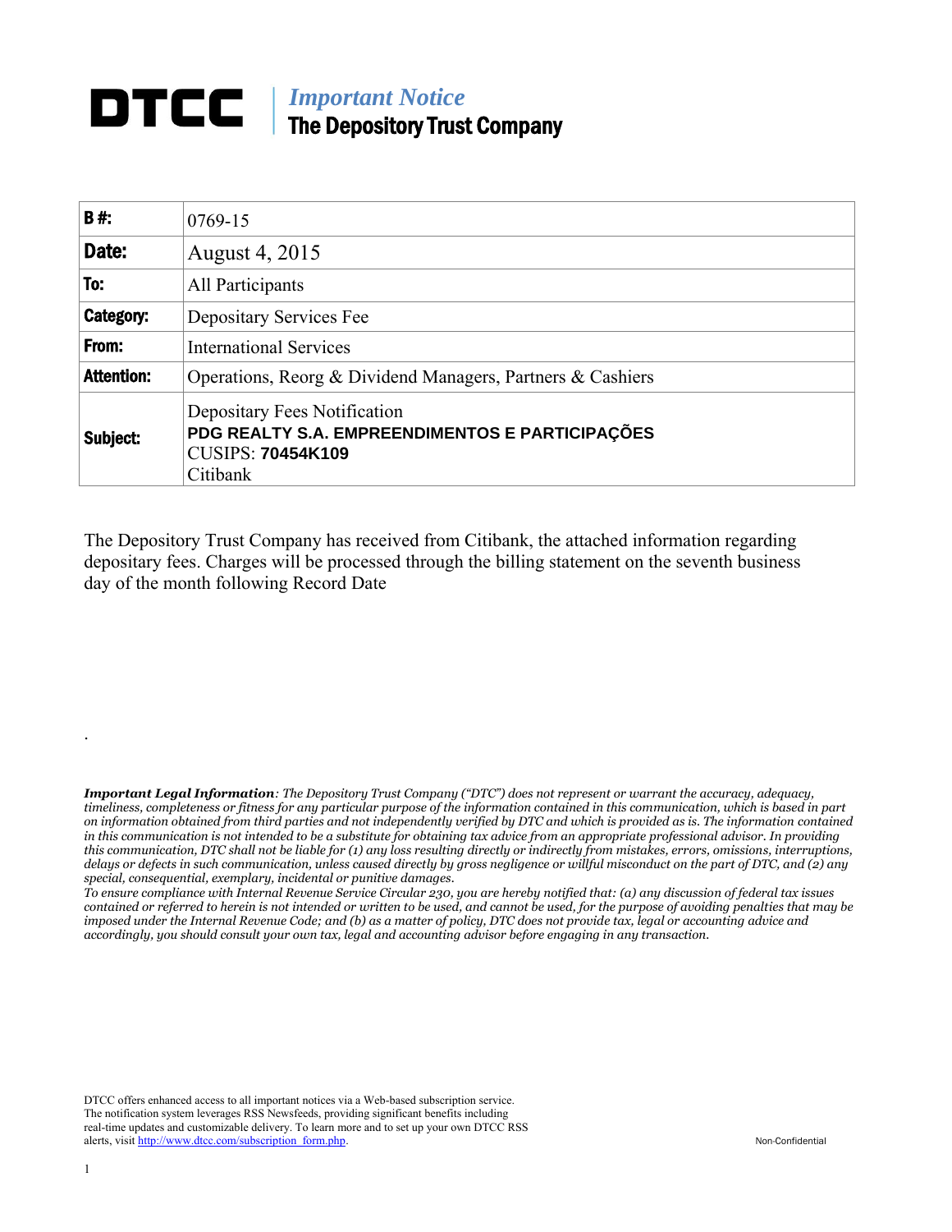# DTCC | *Important Notice* The Depository Trust Company

| **B #:** | 0769-15 |
| --- | --- |
| **Date:** | August 4, 2015 |
| **To:** | All Participants |
| **Category:** | Depositary Services Fee |
| **From:** | International Services |
| **Attention:** | Operations, Reorg & Dividend Managers, Partners & Cashiers |
| **Subject:** | Depositary Fees Notification<br>**PDG REALTY S.A. EMPREENDIMENTOS E PARTICIPAÇÕES**<br>CUSIPS: **70454K109**<br>Citibank |

The Depository Trust Company has received from Citibank, the attached information regarding depositary fees. Charges will be processed through the billing statement on the seventh business day of the month following Record Date

.

***Important Legal Information**: The Depository Trust Company ("DTC") does not represent or warrant the accuracy, adequacy, timeliness, completeness or fitness for any particular purpose of the information contained in this communication, which is based in part on information obtained from third parties and not independently verified by DTC and which is provided as is. The information contained in this communication is not intended to be a substitute for obtaining tax advice from an appropriate professional advisor. In providing this communication, DTC shall not be liable for (1) any loss resulting directly or indirectly from mistakes, errors, omissions, interruptions, delays or defects in such communication, unless caused directly by gross negligence or willful misconduct on the part of DTC, and (2) any special, consequential, exemplary, incidental or punitive damages.*

*To ensure compliance with Internal Revenue Service Circular 230, you are hereby notified that: (a) any discussion of federal tax issues contained or referred to herein is not intended or written to be used, and cannot be used, for the purpose of avoiding penalties that may be imposed under the Internal Revenue Code; and (b) as a matter of policy, DTC does not provide tax, legal or accounting advice and accordingly, you should consult your own tax, legal and accounting advisor before engaging in any transaction.*

DTCC offers enhanced access to all important notices via a Web-based subscription service. The notification system leverages RSS Newsfeeds, providing significant benefits including real-time updates and customizable delivery. To learn more and to set up your own DTCC RSS alerts, visit http://www.dtcc.com/subscription_form.php.

Non-Confidential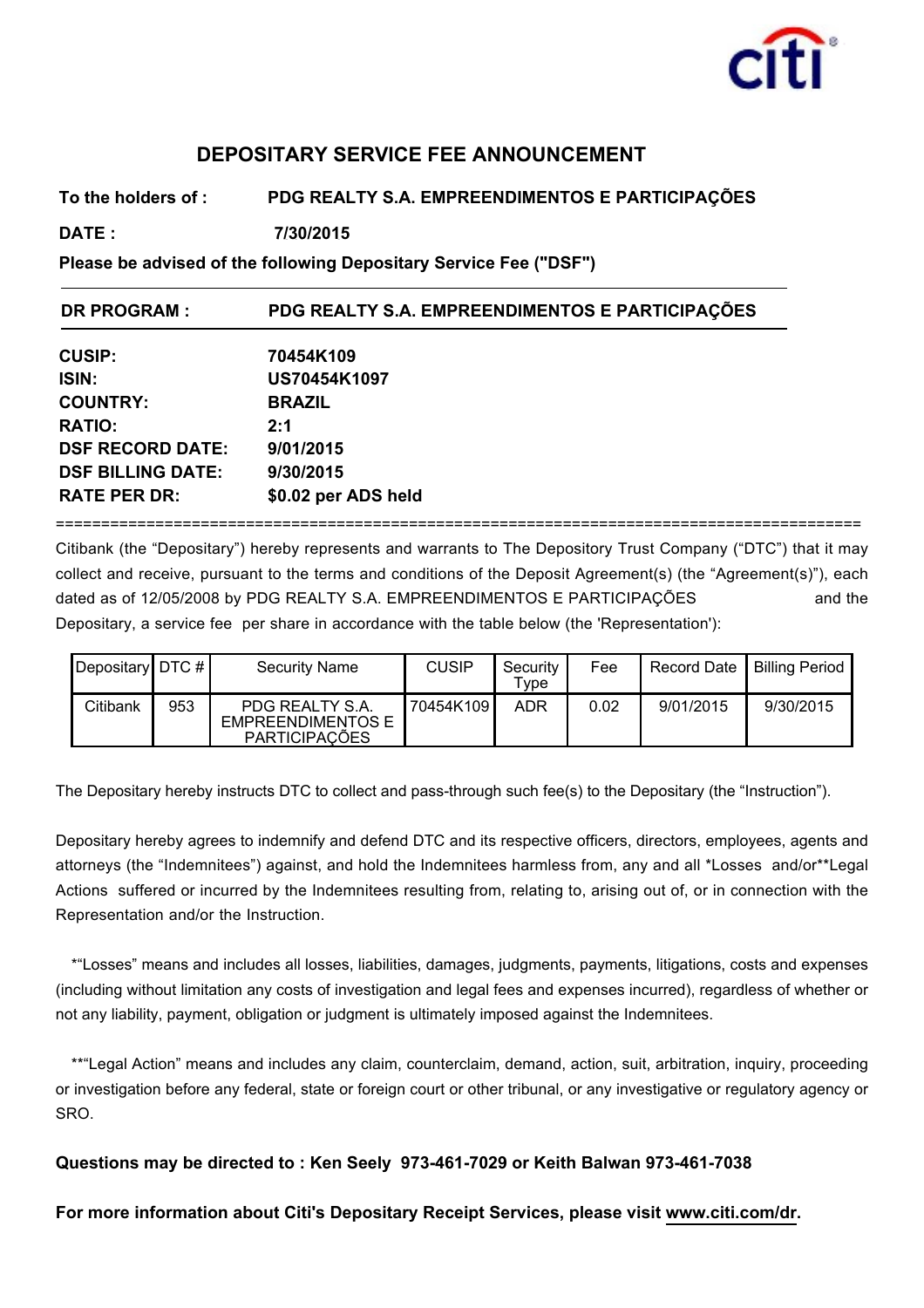citi

## DEPOSITARY SERVICE FEE ANNOUNCEMENT

**To the holders of :** **PDG REALTY S.A. EMPREENDIMENTOS E PARTICIPAÇÕES**

**DATE :** **7/30/2015**

**Please be advised of the following Depositary Service Fee ("DSF")**

| | |
|---|---|
| **DR PROGRAM :** | **PDG REALTY S.A. EMPREENDIMENTOS E PARTICIPAÇÕES** |

| | |
|---|---|
| **CUSIP:** | **70454K109** |
| **ISIN:** | **US70454K1097** |
| **COUNTRY:** | **BRAZIL** |
| **RATIO:** | **2:1** |
| **DSF RECORD DATE:** | **9/01/2015** |
| **DSF BILLING DATE:** | **9/30/2015** |
| **RATE PER DR:** | **$0.02 per ADS held** |

==========================================================================================

Citibank (the "Depositary") hereby represents and warrants to The Depository Trust Company ("DTC") that it may collect and receive, pursuant to the terms and conditions of the Deposit Agreement(s) (the "Agreement(s)"), each dated as of 12/05/2008 by PDG REALTY S.A. EMPREENDIMENTOS E PARTICIPAÇÕES and the Depositary, a service fee per share in accordance with the table below (the 'Representation'):

| Depositary | DTC # | Security Name | CUSIP | Security Type | Fee | Record Date | Billing Period |
|---|---|---|---|---|---|---|---|
| Citibank | 953 | PDG REALTY S.A. EMPREENDIMENTOS E PARTICIPAÇÕES | 70454K109 | ADR | 0.02 | 9/01/2015 | 9/30/2015 |

The Depositary hereby instructs DTC to collect and pass-through such fee(s) to the Depositary (the "Instruction").

Depositary hereby agrees to indemnify and defend DTC and its respective officers, directors, employees, agents and attorneys (the "Indemnitees") against, and hold the Indemnitees harmless from, any and all *Losses and/or**Legal Actions suffered or incurred by the Indemnitees resulting from, relating to, arising out of, or in connection with the Representation and/or the Instruction.

*"Losses" means and includes all losses, liabilities, damages, judgments, payments, litigations, costs and expenses (including without limitation any costs of investigation and legal fees and expenses incurred), regardless of whether or not any liability, payment, obligation or judgment is ultimately imposed against the Indemnitees.

**"Legal Action" means and includes any claim, counterclaim, demand, action, suit, arbitration, inquiry, proceeding or investigation before any federal, state or foreign court or other tribunal, or any investigative or regulatory agency or SRO.

**Questions may be directed to : Ken Seely 973-461-7029 or Keith Balwan 973-461-7038**

**For more information about Citi's Depositary Receipt Services, please visit www.citi.com/dr.**